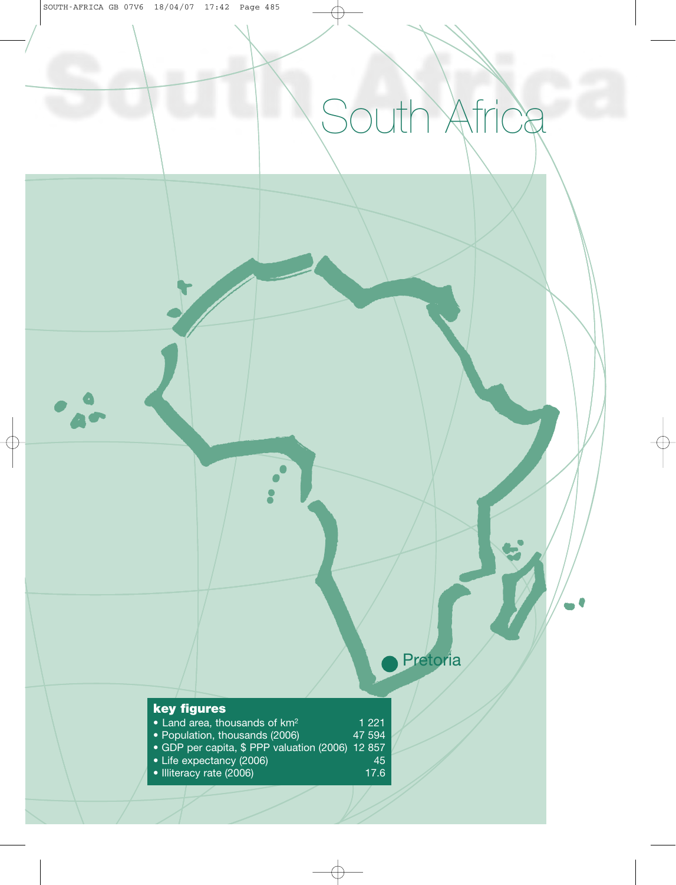# South Africa

Pretoria

**key figures**

| | |
|---|---|
| • Land area, thousands of km² | 1 221 |
| • Population, thousands (2006) | 47 594 |
| • GDP per capita, $ PPP valuation (2006) | 12 857 |
| • Life expectancy (2006) | 45 |
| • Illiteracy rate (2006) | 17.6 |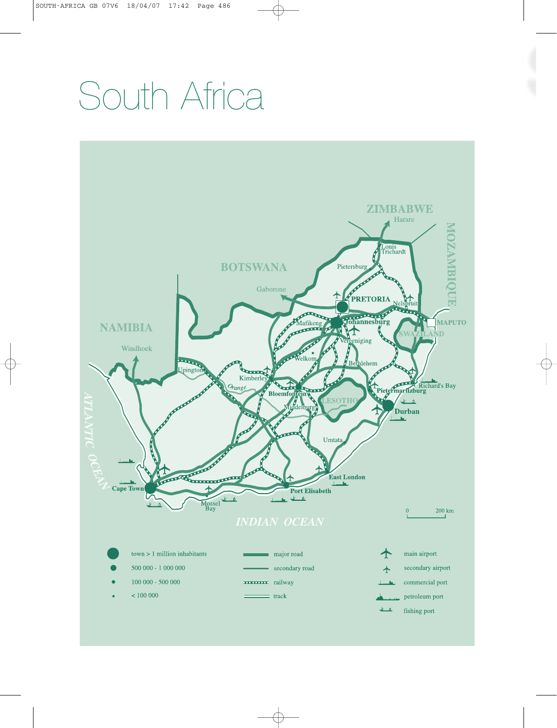# South Africa

ZIMBABWE

Harare

MOZAMBIQUE

BOTSWANA

Gaborone

NAMIBIA

Windhoek

Louis Trichardt

Pietersburg

PRETORIA

Nelspruit

MAPUTO

SWAZILAND

Mafikeng

Johannesburg

Vereeniging

Welkom

Bethlehem

Upington

Kimberley

Orange

Bloemfontein

Middelburg

LESOTHO

Richard's Bay

Pietermaritzburg

Durban

Umtata

East London

Port Elisabeth

Cape Town

Mossel Bay

ATLANTIC OCEAN

INDIAN OCEAN

0 200 km

- town > 1 million inhabitants
- 500 000 - 1 000 000
- 100 000 - 500 000
- < 100 000

- major road
- secondary road
- railway
- track

- main airport
- secondary airport
- commercial port
- petroleum port
- fishing port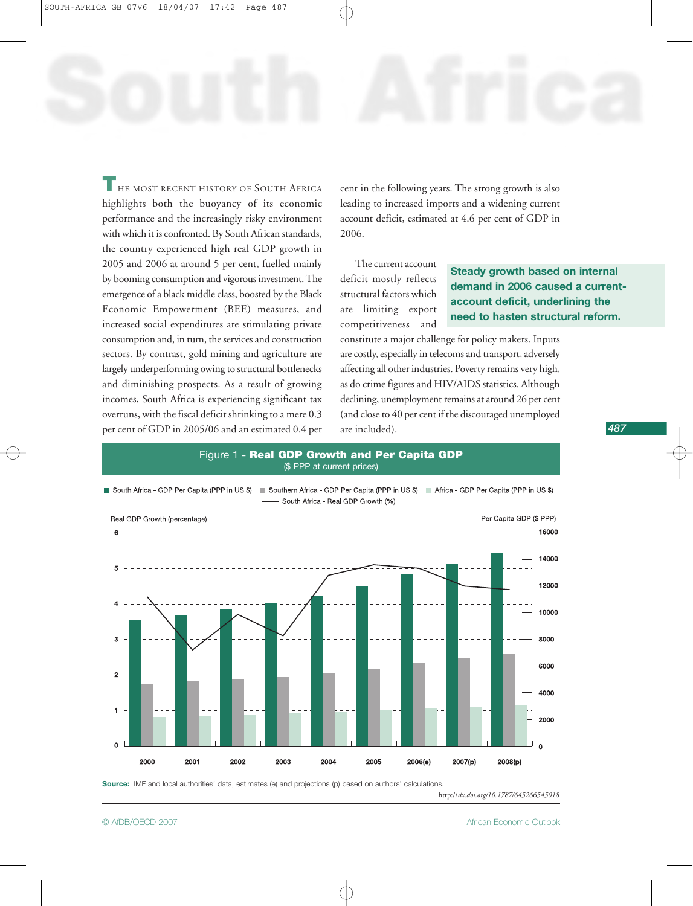# South Africa

THE MOST RECENT HISTORY OF SOUTH AFRICA highlights both the buoyancy of its economic performance and the increasingly risky environment with which it is confronted. By South African standards, the country experienced high real GDP growth in 2005 and 2006 at around 5 per cent, fuelled mainly by booming consumption and vigorous investment. The emergence of a black middle class, boosted by the Black Economic Empowerment (BEE) measures, and increased social expenditures are stimulating private consumption and, in turn, the services and construction sectors. By contrast, gold mining and agriculture are largely underperforming owing to structural bottlenecks and diminishing prospects. As a result of growing incomes, South Africa is experiencing significant tax overruns, with the fiscal deficit shrinking to a mere 0.3 per cent of GDP in 2005/06 and an estimated 0.4 per cent in the following years. The strong growth is also leading to increased imports and a widening current account deficit, estimated at 4.6 per cent of GDP in 2006.

**Steady growth based on internal demand in 2006 caused a current-account deficit, underlining the need to hasten structural reform.**

The current account deficit mostly reflects structural factors which are limiting export competitiveness and constitute a major challenge for policy makers. Inputs are costly, especially in telecoms and transport, adversely affecting all other industries. Poverty remains very high, as do crime figures and HIV/AIDS statistics. Although declining, unemployment remains at around 26 per cent (and close to 40 per cent if the discouraged unemployed are included).

**Figure 1 - Real GDP Growth and Per Capita GDP**
($ PPP at current prices)

Legend: South Africa - GDP Per Capita (PPP in US $); Southern Africa - GDP Per Capita (PPP in US $); Africa - GDP Per Capita (PPP in US $); South Africa - Real GDP Growth (%)

Left axis: Real GDP Growth (percentage), 0–6. Right axis: Per Capita GDP ($ PPP), 0–16000. Years: 2000, 2001, 2002, 2003, 2004, 2005, 2006(e), 2007(p), 2008(p)

**Source:** IMF and local authorities' data; estimates (e) and projections (p) based on authors' calculations.

http://dx.doi.org/10.1787/645266545018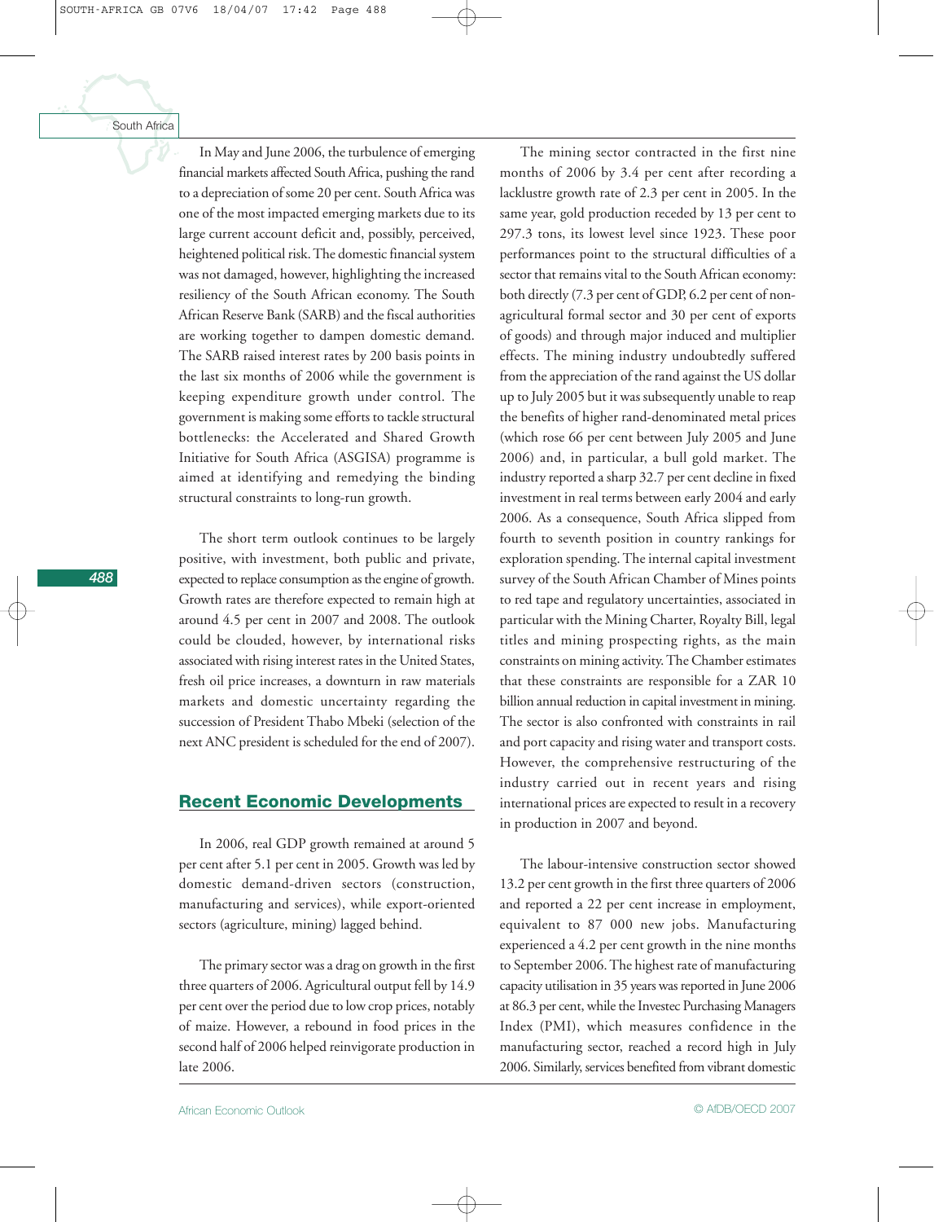In May and June 2006, the turbulence of emerging financial markets affected South Africa, pushing the rand to a depreciation of some 20 per cent. South Africa was one of the most impacted emerging markets due to its large current account deficit and, possibly, perceived, heightened political risk. The domestic financial system was not damaged, however, highlighting the increased resiliency of the South African economy. The South African Reserve Bank (SARB) and the fiscal authorities are working together to dampen domestic demand. The SARB raised interest rates by 200 basis points in the last six months of 2006 while the government is keeping expenditure growth under control. The government is making some efforts to tackle structural bottlenecks: the Accelerated and Shared Growth Initiative for South Africa (ASGISA) programme is aimed at identifying and remedying the binding structural constraints to long-run growth.

The short term outlook continues to be largely positive, with investment, both public and private, expected to replace consumption as the engine of growth. Growth rates are therefore expected to remain high at around 4.5 per cent in 2007 and 2008. The outlook could be clouded, however, by international risks associated with rising interest rates in the United States, fresh oil price increases, a downturn in raw materials markets and domestic uncertainty regarding the succession of President Thabo Mbeki (selection of the next ANC president is scheduled for the end of 2007).

## Recent Economic Developments

In 2006, real GDP growth remained at around 5 per cent after 5.1 per cent in 2005. Growth was led by domestic demand-driven sectors (construction, manufacturing and services), while export-oriented sectors (agriculture, mining) lagged behind.

The primary sector was a drag on growth in the first three quarters of 2006. Agricultural output fell by 14.9 per cent over the period due to low crop prices, notably of maize. However, a rebound in food prices in the second half of 2006 helped reinvigorate production in late 2006.

The mining sector contracted in the first nine months of 2006 by 3.4 per cent after recording a lacklustre growth rate of 2.3 per cent in 2005. In the same year, gold production receded by 13 per cent to 297.3 tons, its lowest level since 1923. These poor performances point to the structural difficulties of a sector that remains vital to the South African economy: both directly (7.3 per cent of GDP, 6.2 per cent of non-agricultural formal sector and 30 per cent of exports of goods) and through major induced and multiplier effects. The mining industry undoubtedly suffered from the appreciation of the rand against the US dollar up to July 2005 but it was subsequently unable to reap the benefits of higher rand-denominated metal prices (which rose 66 per cent between July 2005 and June 2006) and, in particular, a bull gold market. The industry reported a sharp 32.7 per cent decline in fixed investment in real terms between early 2004 and early 2006. As a consequence, South Africa slipped from fourth to seventh position in country rankings for exploration spending. The internal capital investment survey of the South African Chamber of Mines points to red tape and regulatory uncertainties, associated in particular with the Mining Charter, Royalty Bill, legal titles and mining prospecting rights, as the main constraints on mining activity. The Chamber estimates that these constraints are responsible for a ZAR 10 billion annual reduction in capital investment in mining. The sector is also confronted with constraints in rail and port capacity and rising water and transport costs. However, the comprehensive restructuring of the industry carried out in recent years and rising international prices are expected to result in a recovery in production in 2007 and beyond.

The labour-intensive construction sector showed 13.2 per cent growth in the first three quarters of 2006 and reported a 22 per cent increase in employment, equivalent to 87 000 new jobs. Manufacturing experienced a 4.2 per cent growth in the nine months to September 2006. The highest rate of manufacturing capacity utilisation in 35 years was reported in June 2006 at 86.3 per cent, while the Investec Purchasing Managers Index (PMI), which measures confidence in the manufacturing sector, reached a record high in July 2006. Similarly, services benefited from vibrant domestic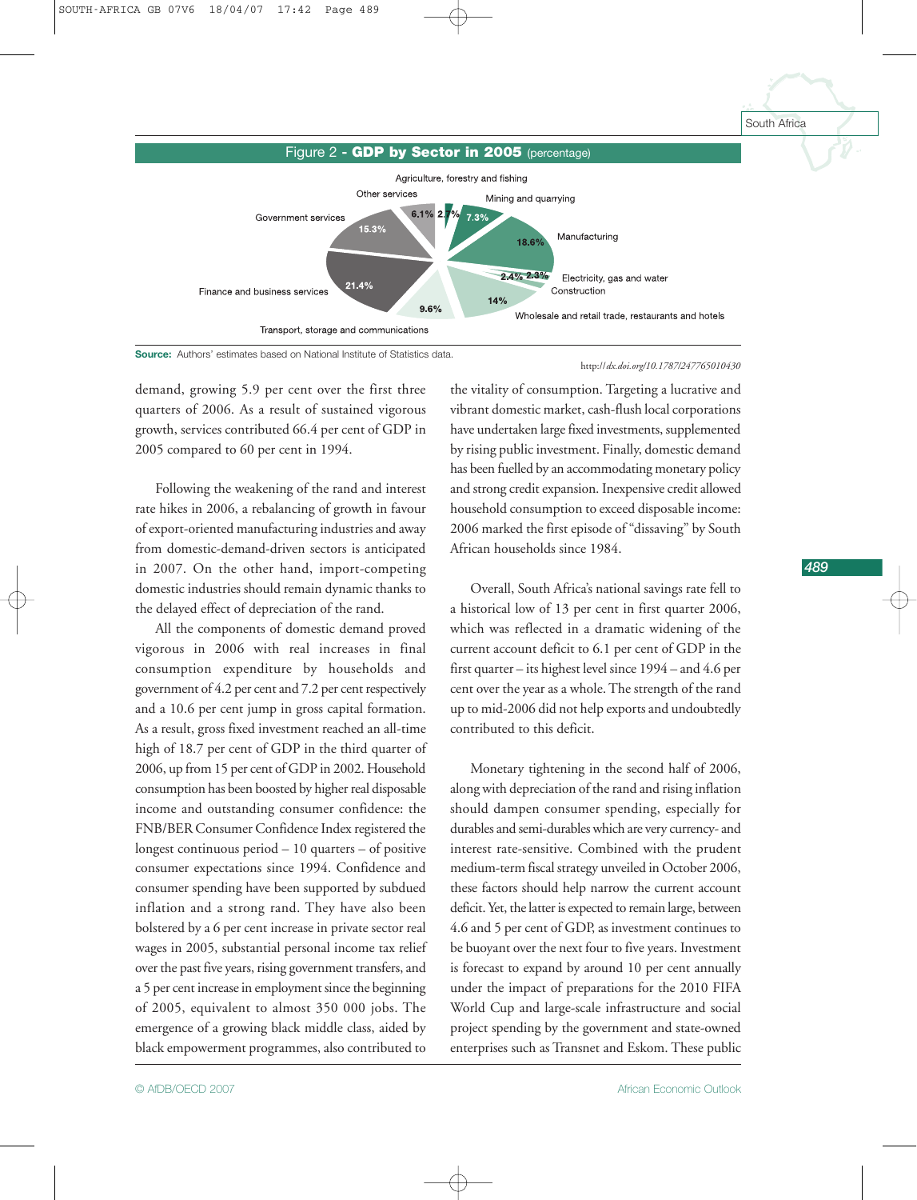Figure 2 - **GDP by Sector in 2005** (percentage)

Source: Authors' estimates based on National Institute of Statistics data.

http://dx.doi.org/10.1787/247765010430

demand, growing 5.9 per cent over the first three quarters of 2006. As a result of sustained vigorous growth, services contributed 66.4 per cent of GDP in 2005 compared to 60 per cent in 1994.

Following the weakening of the rand and interest rate hikes in 2006, a rebalancing of growth in favour of export-oriented manufacturing industries and away from domestic-demand-driven sectors is anticipated in 2007. On the other hand, import-competing domestic industries should remain dynamic thanks to the delayed effect of depreciation of the rand.

All the components of domestic demand proved vigorous in 2006 with real increases in final consumption expenditure by households and government of 4.2 per cent and 7.2 per cent respectively and a 10.6 per cent jump in gross capital formation. As a result, gross fixed investment reached an all-time high of 18.7 per cent of GDP in the third quarter of 2006, up from 15 per cent of GDP in 2002. Household consumption has been boosted by higher real disposable income and outstanding consumer confidence: the FNB/BER Consumer Confidence Index registered the longest continuous period – 10 quarters – of positive consumer expectations since 1994. Confidence and consumer spending have been supported by subdued inflation and a strong rand. They have also been bolstered by a 6 per cent increase in private sector real wages in 2005, substantial personal income tax relief over the past five years, rising government transfers, and a 5 per cent increase in employment since the beginning of 2005, equivalent to almost 350 000 jobs. The emergence of a growing black middle class, aided by black empowerment programmes, also contributed to the vitality of consumption. Targeting a lucrative and vibrant domestic market, cash-flush local corporations have undertaken large fixed investments, supplemented by rising public investment. Finally, domestic demand has been fuelled by an accommodating monetary policy and strong credit expansion. Inexpensive credit allowed household consumption to exceed disposable income: 2006 marked the first episode of "dissaving" by South African households since 1984.

Overall, South Africa's national savings rate fell to a historical low of 13 per cent in first quarter 2006, which was reflected in a dramatic widening of the current account deficit to 6.1 per cent of GDP in the first quarter – its highest level since 1994 – and 4.6 per cent over the year as a whole. The strength of the rand up to mid-2006 did not help exports and undoubtedly contributed to this deficit.

Monetary tightening in the second half of 2006, along with depreciation of the rand and rising inflation should dampen consumer spending, especially for durables and semi-durables which are very currency- and interest rate-sensitive. Combined with the prudent medium-term fiscal strategy unveiled in October 2006, these factors should help narrow the current account deficit. Yet, the latter is expected to remain large, between 4.6 and 5 per cent of GDP, as investment continues to be buoyant over the next four to five years. Investment is forecast to expand by around 10 per cent annually under the impact of preparations for the 2010 FIFA World Cup and large-scale infrastructure and social project spending by the government and state-owned enterprises such as Transnet and Eskom. These public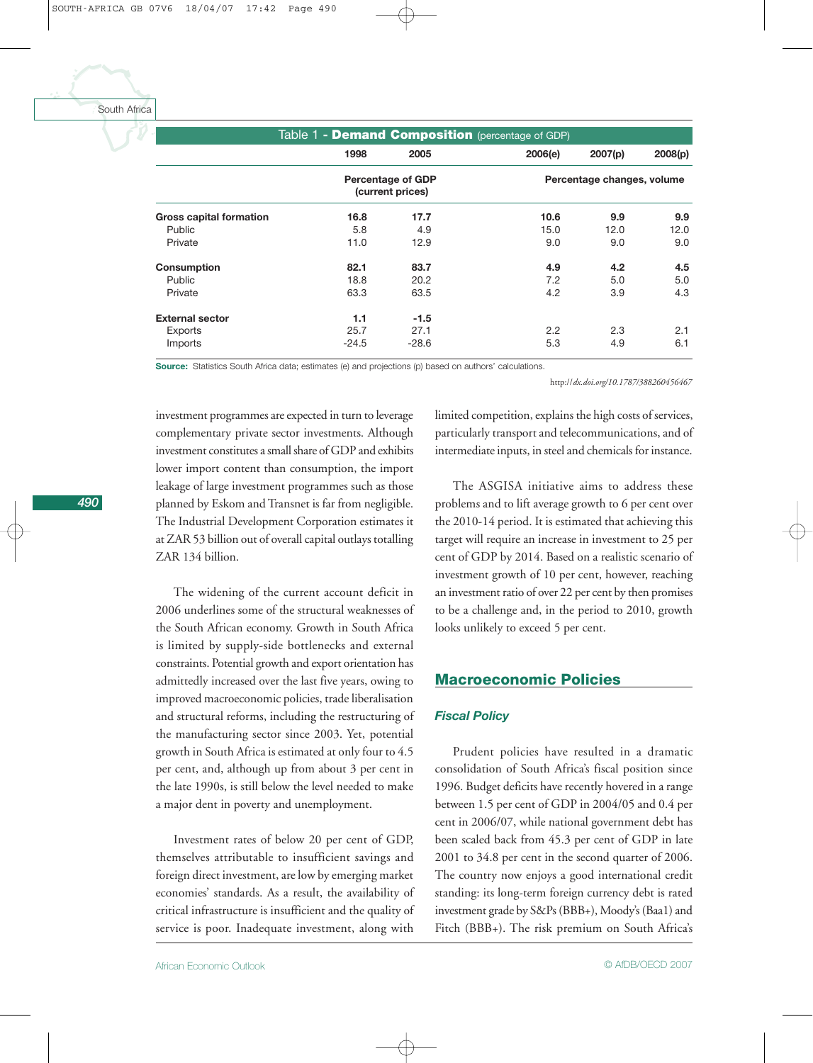Table 1 - **Demand Composition** (percentage of GDP)

| | 1998 | 2005 | 2006(e) | 2007(p) | 2008(p) |
|---|---|---|---|---|---|
| | Percentage of GDP (current prices) | | Percentage changes, volume | | |
| **Gross capital formation** | **16.8** | **17.7** | **10.6** | **9.9** | **9.9** |
| Public | 5.8 | 4.9 | 15.0 | 12.0 | 12.0 |
| Private | 11.0 | 12.9 | 9.0 | 9.0 | 9.0 |
| **Consumption** | **82.1** | **83.7** | **4.9** | **4.2** | **4.5** |
| Public | 18.8 | 20.2 | 7.2 | 5.0 | 5.0 |
| Private | 63.3 | 63.5 | 4.2 | 3.9 | 4.3 |
| **External sector** | **1.1** | **-1.5** | | | |
| Exports | 25.7 | 27.1 | 2.2 | 2.3 | 2.1 |
| Imports | -24.5 | -28.6 | 5.3 | 4.9 | 6.1 |

**Source:** Statistics South Africa data; estimates (e) and projections (p) based on authors' calculations.

http://*dx.doi.org/10.1787/388260456467*

investment programmes are expected in turn to leverage complementary private sector investments. Although investment constitutes a small share of GDP and exhibits lower import content than consumption, the import leakage of large investment programmes such as those planned by Eskom and Transnet is far from negligible. The Industrial Development Corporation estimates it at ZAR 53 billion out of overall capital outlays totalling ZAR 134 billion.

The widening of the current account deficit in 2006 underlines some of the structural weaknesses of the South African economy. Growth in South Africa is limited by supply-side bottlenecks and external constraints. Potential growth and export orientation has admittedly increased over the last five years, owing to improved macroeconomic policies, trade liberalisation and structural reforms, including the restructuring of the manufacturing sector since 2003. Yet, potential growth in South Africa is estimated at only four to 4.5 per cent, and, although up from about 3 per cent in the late 1990s, is still below the level needed to make a major dent in poverty and unemployment.

Investment rates of below 20 per cent of GDP, themselves attributable to insufficient savings and foreign direct investment, are low by emerging market economies' standards. As a result, the availability of critical infrastructure is insufficient and the quality of service is poor. Inadequate investment, along with limited competition, explains the high costs of services, particularly transport and telecommunications, and of intermediate inputs, in steel and chemicals for instance.

The ASGISA initiative aims to address these problems and to lift average growth to 6 per cent over the 2010-14 period. It is estimated that achieving this target will require an increase in investment to 25 per cent of GDP by 2014. Based on a realistic scenario of investment growth of 10 per cent, however, reaching an investment ratio of over 22 per cent by then promises to be a challenge and, in the period to 2010, growth looks unlikely to exceed 5 per cent.

## Macroeconomic Policies

### *Fiscal Policy*

Prudent policies have resulted in a dramatic consolidation of South Africa's fiscal position since 1996. Budget deficits have recently hovered in a range between 1.5 per cent of GDP in 2004/05 and 0.4 per cent in 2006/07, while national government debt has been scaled back from 45.3 per cent of GDP in late 2001 to 34.8 per cent in the second quarter of 2006. The country now enjoys a good international credit standing: its long-term foreign currency debt is rated investment grade by S&Ps (BBB+), Moody's (Baa1) and Fitch (BBB+). The risk premium on South Africa's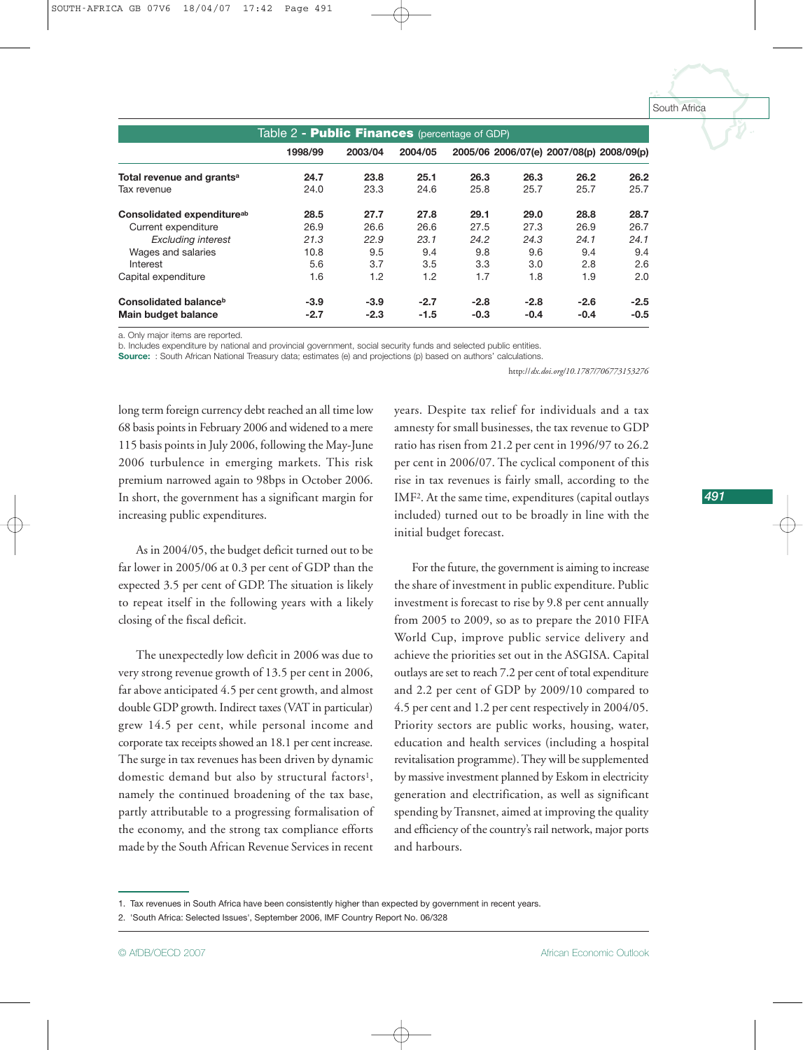| Table 2 - **Public Finances** (percentage of GDP) | | | | | | | |
|---|---|---|---|---|---|---|---|
| | 1998/99 | 2003/04 | 2004/05 | 2005/06 | 2006/07(e) | 2007/08(p) | 2008/09(p) |
| **Total revenue and grants**[a] | **24.7** | **23.8** | **25.1** | **26.3** | **26.3** | **26.2** | **26.2** |
| Tax revenue | 24.0 | 23.3 | 24.6 | 25.8 | 25.7 | 25.7 | 25.7 |
| **Consolidated expenditure**[ab] | **28.5** | **27.7** | **27.8** | **29.1** | **29.0** | **28.8** | **28.7** |
| Current expenditure | 26.9 | 26.6 | 26.6 | 27.5 | 27.3 | 26.9 | 26.7 |
| *Excluding interest* | *21.3* | *22.9* | *23.1* | *24.2* | *24.3* | *24.1* | *24.1* |
| Wages and salaries | 10.8 | 9.5 | 9.4 | 9.8 | 9.6 | 9.4 | 9.4 |
| Interest | 5.6 | 3.7 | 3.5 | 3.3 | 3.0 | 2.8 | 2.6 |
| Capital expenditure | 1.6 | 1.2 | 1.2 | 1.7 | 1.8 | 1.9 | 2.0 |
| **Consolidated balance**[b] | **-3.9** | **-3.9** | **-2.7** | **-2.8** | **-2.8** | **-2.6** | **-2.5** |
| **Main budget balance** | **-2.7** | **-2.3** | **-1.5** | **-0.3** | **-0.4** | **-0.4** | **-0.5** |

a. Only major items are reported.
b. Includes expenditure by national and provincial government, social security funds and selected public entities.
**Source:** : South African National Treasury data; estimates (e) and projections (p) based on authors' calculations.

http://*dx.doi.org/10.1787/706773153276*

long term foreign currency debt reached an all time low 68 basis points in February 2006 and widened to a mere 115 basis points in July 2006, following the May-June 2006 turbulence in emerging markets. This risk premium narrowed again to 98bps in October 2006. In short, the government has a significant margin for increasing public expenditures.

As in 2004/05, the budget deficit turned out to be far lower in 2005/06 at 0.3 per cent of GDP than the expected 3.5 per cent of GDP. The situation is likely to repeat itself in the following years with a likely closing of the fiscal deficit.

The unexpectedly low deficit in 2006 was due to very strong revenue growth of 13.5 per cent in 2006, far above anticipated 4.5 per cent growth, and almost double GDP growth. Indirect taxes (VAT in particular) grew 14.5 per cent, while personal income and corporate tax receipts showed an 18.1 per cent increase. The surge in tax revenues has been driven by dynamic domestic demand but also by structural factors[1], namely the continued broadening of the tax base, partly attributable to a progressing formalisation of the economy, and the strong tax compliance efforts made by the South African Revenue Services in recent years. Despite tax relief for individuals and a tax amnesty for small businesses, the tax revenue to GDP ratio has risen from 21.2 per cent in 1996/97 to 26.2 per cent in 2006/07. The cyclical component of this rise in tax revenues is fairly small, according to the IMF[2]. At the same time, expenditures (capital outlays included) turned out to be broadly in line with the initial budget forecast.

For the future, the government is aiming to increase the share of investment in public expenditure. Public investment is forecast to rise by 9.8 per cent annually from 2005 to 2009, so as to prepare the 2010 FIFA World Cup, improve public service delivery and achieve the priorities set out in the ASGISA. Capital outlays are set to reach 7.2 per cent of total expenditure and 2.2 per cent of GDP by 2009/10 compared to 4.5 per cent and 1.2 per cent respectively in 2004/05. Priority sectors are public works, housing, water, education and health services (including a hospital revitalisation programme). They will be supplemented by massive investment planned by Eskom in electricity generation and electrification, as well as significant spending by Transnet, aimed at improving the quality and efficiency of the country's rail network, major ports and harbours.

1. Tax revenues in South Africa have been consistently higher than expected by government in recent years.
2. 'South Africa: Selected Issues', September 2006, IMF Country Report No. 06/328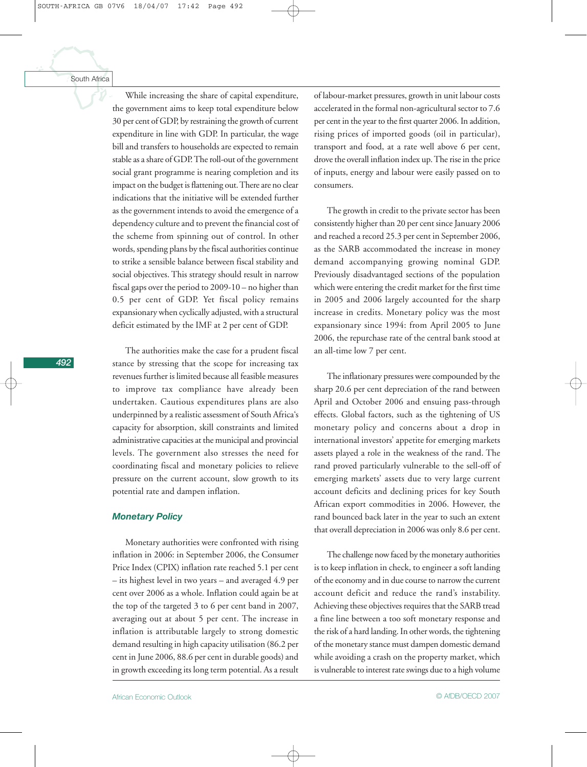While increasing the share of capital expenditure, the government aims to keep total expenditure below 30 per cent of GDP, by restraining the growth of current expenditure in line with GDP. In particular, the wage bill and transfers to households are expected to remain stable as a share of GDP. The roll-out of the government social grant programme is nearing completion and its impact on the budget is flattening out. There are no clear indications that the initiative will be extended further as the government intends to avoid the emergence of a dependency culture and to prevent the financial cost of the scheme from spinning out of control. In other words, spending plans by the fiscal authorities continue to strike a sensible balance between fiscal stability and social objectives. This strategy should result in narrow fiscal gaps over the period to 2009-10 – no higher than 0.5 per cent of GDP. Yet fiscal policy remains expansionary when cyclically adjusted, with a structural deficit estimated by the IMF at 2 per cent of GDP.

The authorities make the case for a prudent fiscal stance by stressing that the scope for increasing tax revenues further is limited because all feasible measures to improve tax compliance have already been undertaken. Cautious expenditures plans are also underpinned by a realistic assessment of South Africa's capacity for absorption, skill constraints and limited administrative capacities at the municipal and provincial levels. The government also stresses the need for coordinating fiscal and monetary policies to relieve pressure on the current account, slow growth to its potential rate and dampen inflation.

### *Monetary Policy*

Monetary authorities were confronted with rising inflation in 2006: in September 2006, the Consumer Price Index (CPIX) inflation rate reached 5.1 per cent – its highest level in two years – and averaged 4.9 per cent over 2006 as a whole. Inflation could again be at the top of the targeted 3 to 6 per cent band in 2007, averaging out at about 5 per cent. The increase in inflation is attributable largely to strong domestic demand resulting in high capacity utilisation (86.2 per cent in June 2006, 88.6 per cent in durable goods) and in growth exceeding its long term potential. As a result of labour-market pressures, growth in unit labour costs accelerated in the formal non-agricultural sector to 7.6 per cent in the year to the first quarter 2006. In addition, rising prices of imported goods (oil in particular), transport and food, at a rate well above 6 per cent, drove the overall inflation index up. The rise in the price of inputs, energy and labour were easily passed on to consumers.

The growth in credit to the private sector has been consistently higher than 20 per cent since January 2006 and reached a record 25.3 per cent in September 2006, as the SARB accommodated the increase in money demand accompanying growing nominal GDP. Previously disadvantaged sections of the population which were entering the credit market for the first time in 2005 and 2006 largely accounted for the sharp increase in credits. Monetary policy was the most expansionary since 1994: from April 2005 to June 2006, the repurchase rate of the central bank stood at an all-time low 7 per cent.

The inflationary pressures were compounded by the sharp 20.6 per cent depreciation of the rand between April and October 2006 and ensuing pass-through effects. Global factors, such as the tightening of US monetary policy and concerns about a drop in international investors' appetite for emerging markets assets played a role in the weakness of the rand. The rand proved particularly vulnerable to the sell-off of emerging markets' assets due to very large current account deficits and declining prices for key South African export commodities in 2006. However, the rand bounced back later in the year to such an extent that overall depreciation in 2006 was only 8.6 per cent.

The challenge now faced by the monetary authorities is to keep inflation in check, to engineer a soft landing of the economy and in due course to narrow the current account deficit and reduce the rand's instability. Achieving these objectives requires that the SARB tread a fine line between a too soft monetary response and the risk of a hard landing. In other words, the tightening of the monetary stance must dampen domestic demand while avoiding a crash on the property market, which is vulnerable to interest rate swings due to a high volume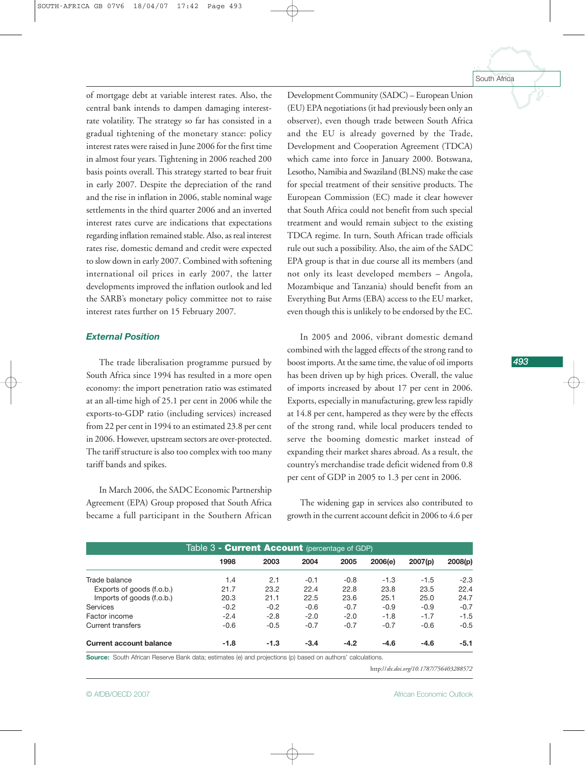of mortgage debt at variable interest rates. Also, the central bank intends to dampen damaging interest-rate volatility. The strategy so far has consisted in a gradual tightening of the monetary stance: policy interest rates were raised in June 2006 for the first time in almost four years. Tightening in 2006 reached 200 basis points overall. This strategy started to bear fruit in early 2007. Despite the depreciation of the rand and the rise in inflation in 2006, stable nominal wage settlements in the third quarter 2006 and an inverted interest rates curve are indications that expectations regarding inflation remained stable. Also, as real interest rates rise, domestic demand and credit were expected to slow down in early 2007. Combined with softening international oil prices in early 2007, the latter developments improved the inflation outlook and led the SARB's monetary policy committee not to raise interest rates further on 15 February 2007.

### *External Position*

The trade liberalisation programme pursued by South Africa since 1994 has resulted in a more open economy: the import penetration ratio was estimated at an all-time high of 25.1 per cent in 2006 while the exports-to-GDP ratio (including services) increased from 22 per cent in 1994 to an estimated 23.8 per cent in 2006. However, upstream sectors are over-protected. The tariff structure is also too complex with too many tariff bands and spikes.

In March 2006, the SADC Economic Partnership Agreement (EPA) Group proposed that South Africa became a full participant in the Southern African Development Community (SADC) – European Union (EU) EPA negotiations (it had previously been only an observer), even though trade between South Africa and the EU is already governed by the Trade, Development and Cooperation Agreement (TDCA) which came into force in January 2000. Botswana, Lesotho, Namibia and Swaziland (BLNS) make the case for special treatment of their sensitive products. The European Commission (EC) made it clear however that South Africa could not benefit from such special treatment and would remain subject to the existing TDCA regime. In turn, South African trade officials rule out such a possibility. Also, the aim of the SADC EPA group is that in due course all its members (and not only its least developed members – Angola, Mozambique and Tanzania) should benefit from an Everything But Arms (EBA) access to the EU market, even though this is unlikely to be endorsed by the EC.

In 2005 and 2006, vibrant domestic demand combined with the lagged effects of the strong rand to boost imports. At the same time, the value of oil imports has been driven up by high prices. Overall, the value of imports increased by about 17 per cent in 2006. Exports, especially in manufacturing, grew less rapidly at 14.8 per cent, hampered as they were by the effects of the strong rand, while local producers tended to serve the booming domestic market instead of expanding their market shares abroad. As a result, the country's merchandise trade deficit widened from 0.8 per cent of GDP in 2005 to 1.3 per cent in 2006.

The widening gap in services also contributed to growth in the current account deficit in 2006 to 4.6 per

Table 3 - **Current Account** (percentage of GDP)

| | 1998 | 2003 | 2004 | 2005 | 2006(e) | 2007(p) | 2008(p) |
|---|---|---|---|---|---|---|---|
| Trade balance | 1.4 | 2.1 | -0.1 | -0.8 | -1.3 | -1.5 | -2.3 |
| Exports of goods (f.o.b.) | 21.7 | 23.2 | 22.4 | 22.8 | 23.8 | 23.5 | 22.4 |
| Imports of goods (f.o.b.) | 20.3 | 21.1 | 22.5 | 23.6 | 25.1 | 25.0 | 24.7 |
| Services | -0.2 | -0.2 | -0.6 | -0.7 | -0.9 | -0.9 | -0.7 |
| Factor income | -2.4 | -2.8 | -2.0 | -2.0 | -1.8 | -1.7 | -1.5 |
| Current transfers | -0.6 | -0.5 | -0.7 | -0.7 | -0.7 | -0.6 | -0.5 |
| **Current account balance** | **-1.8** | **-1.3** | **-3.4** | **-4.2** | **-4.6** | **-4.6** | **-5.1** |

**Source:** South African Reserve Bank data; estimates (e) and projections (p) based on authors' calculations.

http://*dx.doi.org/10.1787/756403288572*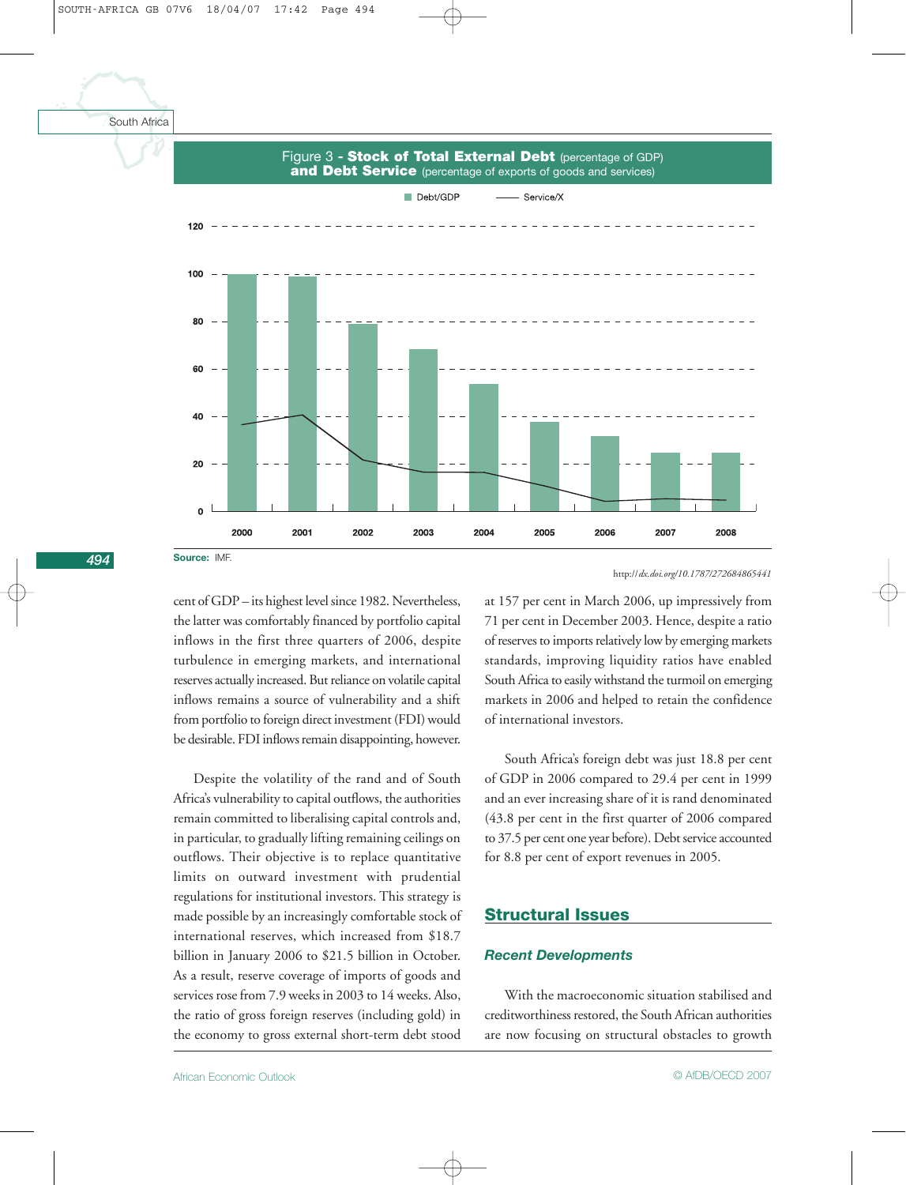Figure 3 - **Stock of Total External Debt** (percentage of GDP) **and Debt Service** (percentage of exports of goods and services)

Source: IMF.

http://dx.doi.org/10.1787/272684865441

cent of GDP – its highest level since 1982. Nevertheless, the latter was comfortably financed by portfolio capital inflows in the first three quarters of 2006, despite turbulence in emerging markets, and international reserves actually increased. But reliance on volatile capital inflows remains a source of vulnerability and a shift from portfolio to foreign direct investment (FDI) would be desirable. FDI inflows remain disappointing, however.

Despite the volatility of the rand and of South Africa's vulnerability to capital outflows, the authorities remain committed to liberalising capital controls and, in particular, to gradually lifting remaining ceilings on outflows. Their objective is to replace quantitative limits on outward investment with prudential regulations for institutional investors. This strategy is made possible by an increasingly comfortable stock of international reserves, which increased from $18.7 billion in January 2006 to $21.5 billion in October. As a result, reserve coverage of imports of goods and services rose from 7.9 weeks in 2003 to 14 weeks. Also, the ratio of gross foreign reserves (including gold) in the economy to gross external short-term debt stood at 157 per cent in March 2006, up impressively from 71 per cent in December 2003. Hence, despite a ratio of reserves to imports relatively low by emerging markets standards, improving liquidity ratios have enabled South Africa to easily withstand the turmoil on emerging markets in 2006 and helped to retain the confidence of international investors.

South Africa's foreign debt was just 18.8 per cent of GDP in 2006 compared to 29.4 per cent in 1999 and an ever increasing share of it is rand denominated (43.8 per cent in the first quarter of 2006 compared to 37.5 per cent one year before). Debt service accounted for 8.8 per cent of export revenues in 2005.

## Structural Issues

### *Recent Developments*

With the macroeconomic situation stabilised and creditworthiness restored, the South African authorities are now focusing on structural obstacles to growth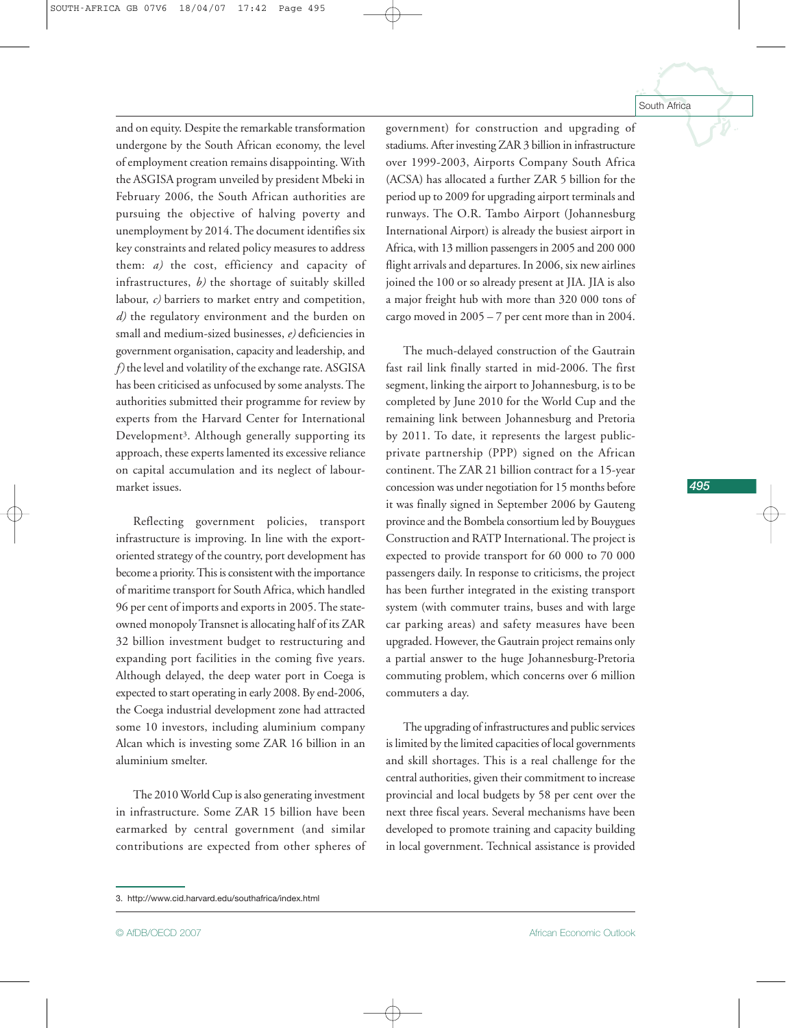and on equity. Despite the remarkable transformation undergone by the South African economy, the level of employment creation remains disappointing. With the ASGISA program unveiled by president Mbeki in February 2006, the South African authorities are pursuing the objective of halving poverty and unemployment by 2014. The document identifies six key constraints and related policy measures to address them: *a)* the cost, efficiency and capacity of infrastructures, *b)* the shortage of suitably skilled labour, *c)* barriers to market entry and competition, *d)* the regulatory environment and the burden on small and medium-sized businesses, *e)* deficiencies in government organisation, capacity and leadership, and *f)* the level and volatility of the exchange rate. ASGISA has been criticised as unfocused by some analysts. The authorities submitted their programme for review by experts from the Harvard Center for International Development[3]. Although generally supporting its approach, these experts lamented its excessive reliance on capital accumulation and its neglect of labour-market issues.

Reflecting government policies, transport infrastructure is improving. In line with the export-oriented strategy of the country, port development has become a priority. This is consistent with the importance of maritime transport for South Africa, which handled 96 per cent of imports and exports in 2005. The state-owned monopoly Transnet is allocating half of its ZAR 32 billion investment budget to restructuring and expanding port facilities in the coming five years. Although delayed, the deep water port in Coega is expected to start operating in early 2008. By end-2006, the Coega industrial development zone had attracted some 10 investors, including aluminium company Alcan which is investing some ZAR 16 billion in an aluminium smelter.

The 2010 World Cup is also generating investment in infrastructure. Some ZAR 15 billion have been earmarked by central government (and similar contributions are expected from other spheres of government) for construction and upgrading of stadiums. After investing ZAR 3 billion in infrastructure over 1999-2003, Airports Company South Africa (ACSA) has allocated a further ZAR 5 billion for the period up to 2009 for upgrading airport terminals and runways. The O.R. Tambo Airport (Johannesburg International Airport) is already the busiest airport in Africa, with 13 million passengers in 2005 and 200 000 flight arrivals and departures. In 2006, six new airlines joined the 100 or so already present at JIA. JIA is also a major freight hub with more than 320 000 tons of cargo moved in 2005 – 7 per cent more than in 2004.

The much-delayed construction of the Gautrain fast rail link finally started in mid-2006. The first segment, linking the airport to Johannesburg, is to be completed by June 2010 for the World Cup and the remaining link between Johannesburg and Pretoria by 2011. To date, it represents the largest public-private partnership (PPP) signed on the African continent. The ZAR 21 billion contract for a 15-year concession was under negotiation for 15 months before it was finally signed in September 2006 by Gauteng province and the Bombela consortium led by Bouygues Construction and RATP International. The project is expected to provide transport for 60 000 to 70 000 passengers daily. In response to criticisms, the project has been further integrated in the existing transport system (with commuter trains, buses and with large car parking areas) and safety measures have been upgraded. However, the Gautrain project remains only a partial answer to the huge Johannesburg-Pretoria commuting problem, which concerns over 6 million commuters a day.

The upgrading of infrastructures and public services is limited by the limited capacities of local governments and skill shortages. This is a real challenge for the central authorities, given their commitment to increase provincial and local budgets by 58 per cent over the next three fiscal years. Several mechanisms have been developed to promote training and capacity building in local government. Technical assistance is provided

3. http://www.cid.harvard.edu/southafrica/index.html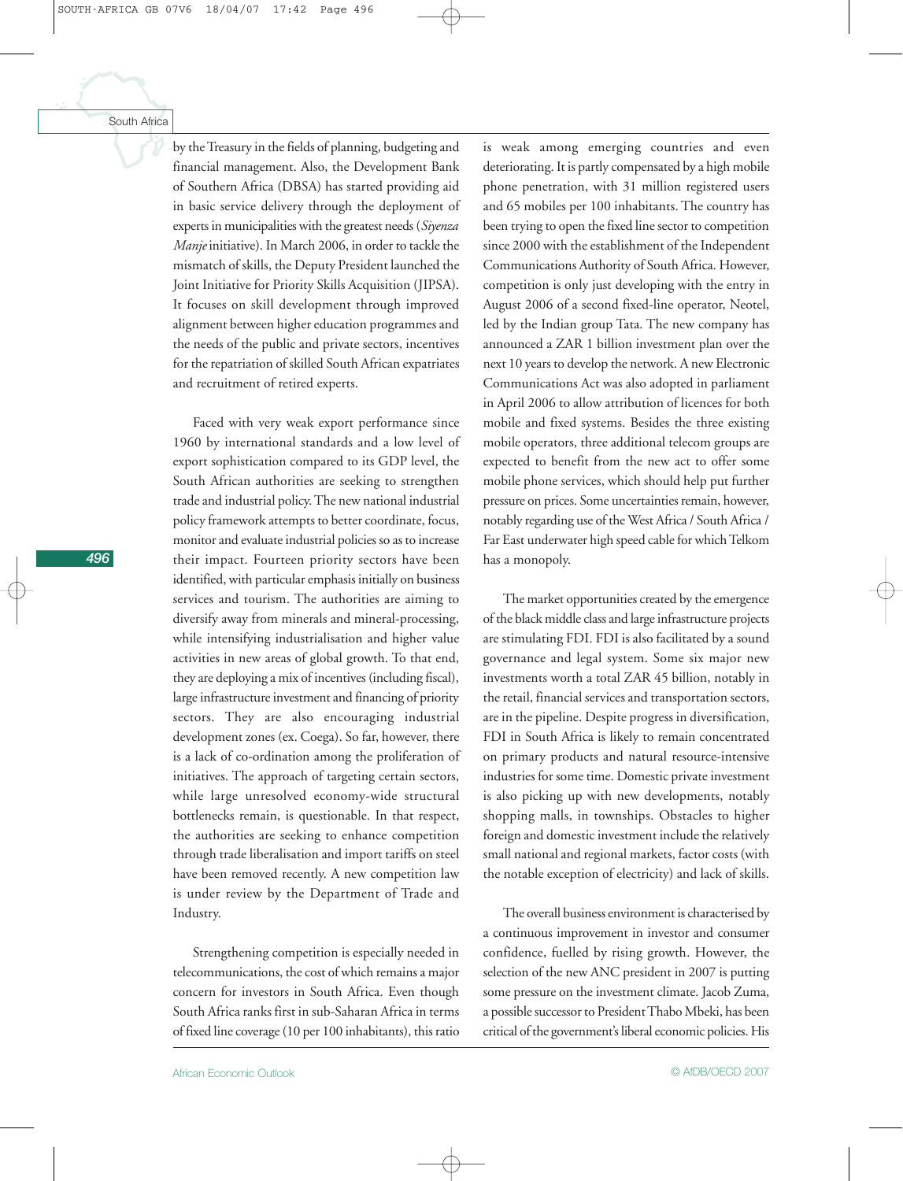by the Treasury in the fields of planning, budgeting and financial management. Also, the Development Bank of Southern Africa (DBSA) has started providing aid in basic service delivery through the deployment of experts in municipalities with the greatest needs (*Siyenza Manje* initiative). In March 2006, in order to tackle the mismatch of skills, the Deputy President launched the Joint Initiative for Priority Skills Acquisition (JIPSA). It focuses on skill development through improved alignment between higher education programmes and the needs of the public and private sectors, incentives for the repatriation of skilled South African expatriates and recruitment of retired experts.

Faced with very weak export performance since 1960 by international standards and a low level of export sophistication compared to its GDP level, the South African authorities are seeking to strengthen trade and industrial policy. The new national industrial policy framework attempts to better coordinate, focus, monitor and evaluate industrial policies so as to increase their impact. Fourteen priority sectors have been identified, with particular emphasis initially on business services and tourism. The authorities are aiming to diversify away from minerals and mineral-processing, while intensifying industrialisation and higher value activities in new areas of global growth. To that end, they are deploying a mix of incentives (including fiscal), large infrastructure investment and financing of priority sectors. They are also encouraging industrial development zones (ex. Coega). So far, however, there is a lack of co-ordination among the proliferation of initiatives. The approach of targeting certain sectors, while large unresolved economy-wide structural bottlenecks remain, is questionable. In that respect, the authorities are seeking to enhance competition through trade liberalisation and import tariffs on steel have been removed recently. A new competition law is under review by the Department of Trade and Industry.

Strengthening competition is especially needed in telecommunications, the cost of which remains a major concern for investors in South Africa. Even though South Africa ranks first in sub-Saharan Africa in terms of fixed line coverage (10 per 100 inhabitants), this ratio is weak among emerging countries and even deteriorating. It is partly compensated by a high mobile phone penetration, with 31 million registered users and 65 mobiles per 100 inhabitants. The country has been trying to open the fixed line sector to competition since 2000 with the establishment of the Independent Communications Authority of South Africa. However, competition is only just developing with the entry in August 2006 of a second fixed-line operator, Neotel, led by the Indian group Tata. The new company has announced a ZAR 1 billion investment plan over the next 10 years to develop the network. A new Electronic Communications Act was also adopted in parliament in April 2006 to allow attribution of licences for both mobile and fixed systems. Besides the three existing mobile operators, three additional telecom groups are expected to benefit from the new act to offer some mobile phone services, which should help put further pressure on prices. Some uncertainties remain, however, notably regarding use of the West Africa / South Africa / Far East underwater high speed cable for which Telkom has a monopoly.

The market opportunities created by the emergence of the black middle class and large infrastructure projects are stimulating FDI. FDI is also facilitated by a sound governance and legal system. Some six major new investments worth a total ZAR 45 billion, notably in the retail, financial services and transportation sectors, are in the pipeline. Despite progress in diversification, FDI in South Africa is likely to remain concentrated on primary products and natural resource-intensive industries for some time. Domestic private investment is also picking up with new developments, notably shopping malls, in townships. Obstacles to higher foreign and domestic investment include the relatively small national and regional markets, factor costs (with the notable exception of electricity) and lack of skills.

The overall business environment is characterised by a continuous improvement in investor and consumer confidence, fuelled by rising growth. However, the selection of the new ANC president in 2007 is putting some pressure on the investment climate. Jacob Zuma, a possible successor to President Thabo Mbeki, has been critical of the government's liberal economic policies. His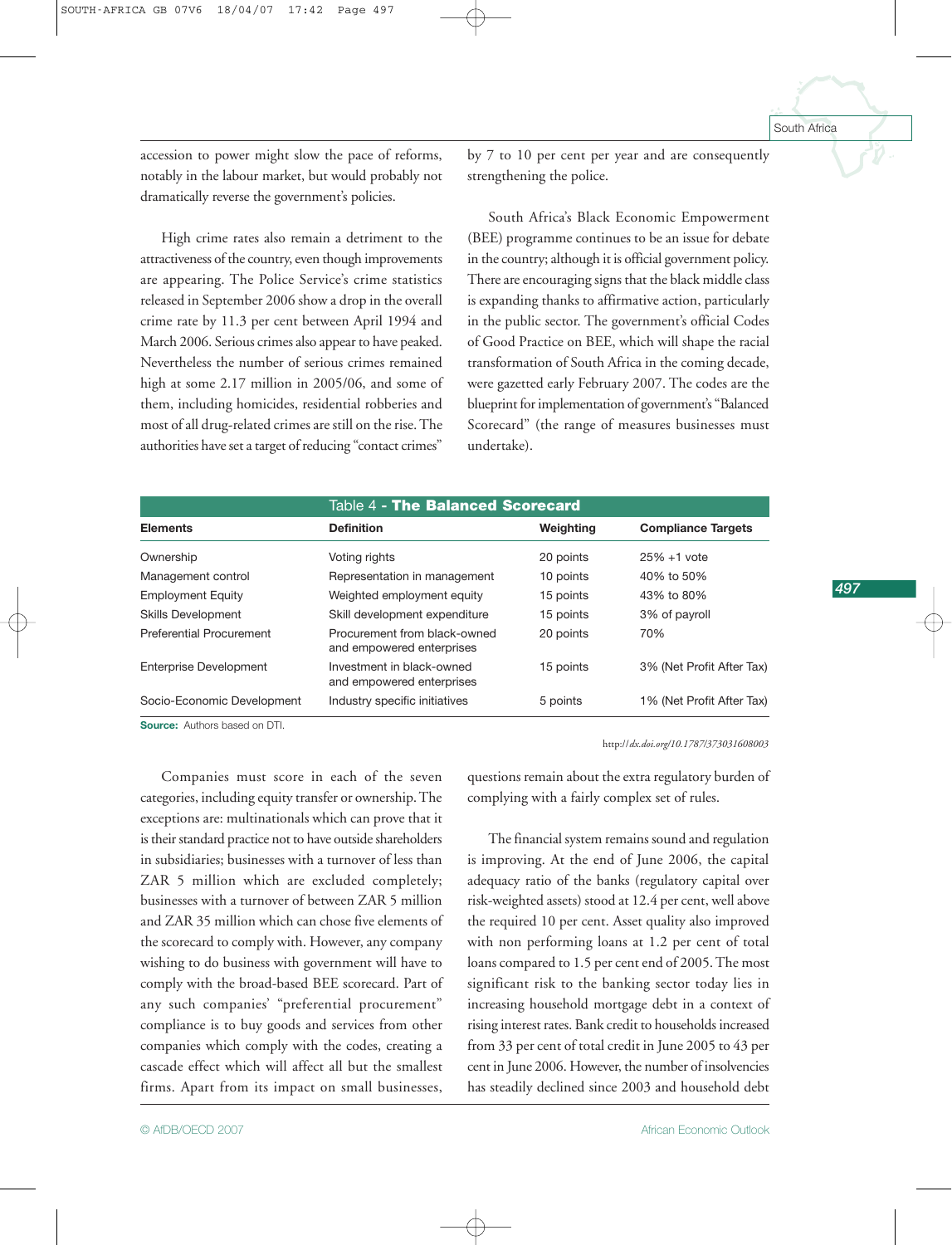accession to power might slow the pace of reforms, notably in the labour market, but would probably not dramatically reverse the government's policies.

High crime rates also remain a detriment to the attractiveness of the country, even though improvements are appearing. The Police Service's crime statistics released in September 2006 show a drop in the overall crime rate by 11.3 per cent between April 1994 and March 2006. Serious crimes also appear to have peaked. Nevertheless the number of serious crimes remained high at some 2.17 million in 2005/06, and some of them, including homicides, residential robberies and most of all drug-related crimes are still on the rise. The authorities have set a target of reducing "contact crimes" by 7 to 10 per cent per year and are consequently strengthening the police.

South Africa's Black Economic Empowerment (BEE) programme continues to be an issue for debate in the country; although it is official government policy. There are encouraging signs that the black middle class is expanding thanks to affirmative action, particularly in the public sector. The government's official Codes of Good Practice on BEE, which will shape the racial transformation of South Africa in the coming decade, were gazetted early February 2007. The codes are the blueprint for implementation of government's "Balanced Scorecard" (the range of measures businesses must undertake).

Table 4 - **The Balanced Scorecard**

| Elements | Definition | Weighting | Compliance Targets |
|---|---|---|---|
| Ownership | Voting rights | 20 points | 25% +1 vote |
| Management control | Representation in management | 10 points | 40% to 50% |
| Employment Equity | Weighted employment equity | 15 points | 43% to 80% |
| Skills Development | Skill development expenditure | 15 points | 3% of payroll |
| Preferential Procurement | Procurement from black-owned and empowered enterprises | 20 points | 70% |
| Enterprise Development | Investment in black-owned and empowered enterprises | 15 points | 3% (Net Profit After Tax) |
| Socio-Economic Development | Industry specific initiatives | 5 points | 1% (Net Profit After Tax) |

**Source:** Authors based on DTI.

http://*dx.doi.org/10.1787/373031608003*

Companies must score in each of the seven categories, including equity transfer or ownership. The exceptions are: multinationals which can prove that it is their standard practice not to have outside shareholders in subsidiaries; businesses with a turnover of less than ZAR 5 million which are excluded completely; businesses with a turnover of between ZAR 5 million and ZAR 35 million which can chose five elements of the scorecard to comply with. However, any company wishing to do business with government will have to comply with the broad-based BEE scorecard. Part of any such companies' "preferential procurement" compliance is to buy goods and services from other companies which comply with the codes, creating a cascade effect which will affect all but the smallest firms. Apart from its impact on small businesses, questions remain about the extra regulatory burden of complying with a fairly complex set of rules.

The financial system remains sound and regulation is improving. At the end of June 2006, the capital adequacy ratio of the banks (regulatory capital over risk-weighted assets) stood at 12.4 per cent, well above the required 10 per cent. Asset quality also improved with non performing loans at 1.2 per cent of total loans compared to 1.5 per cent end of 2005. The most significant risk to the banking sector today lies in increasing household mortgage debt in a context of rising interest rates. Bank credit to households increased from 33 per cent of total credit in June 2005 to 43 per cent in June 2006. However, the number of insolvencies has steadily declined since 2003 and household debt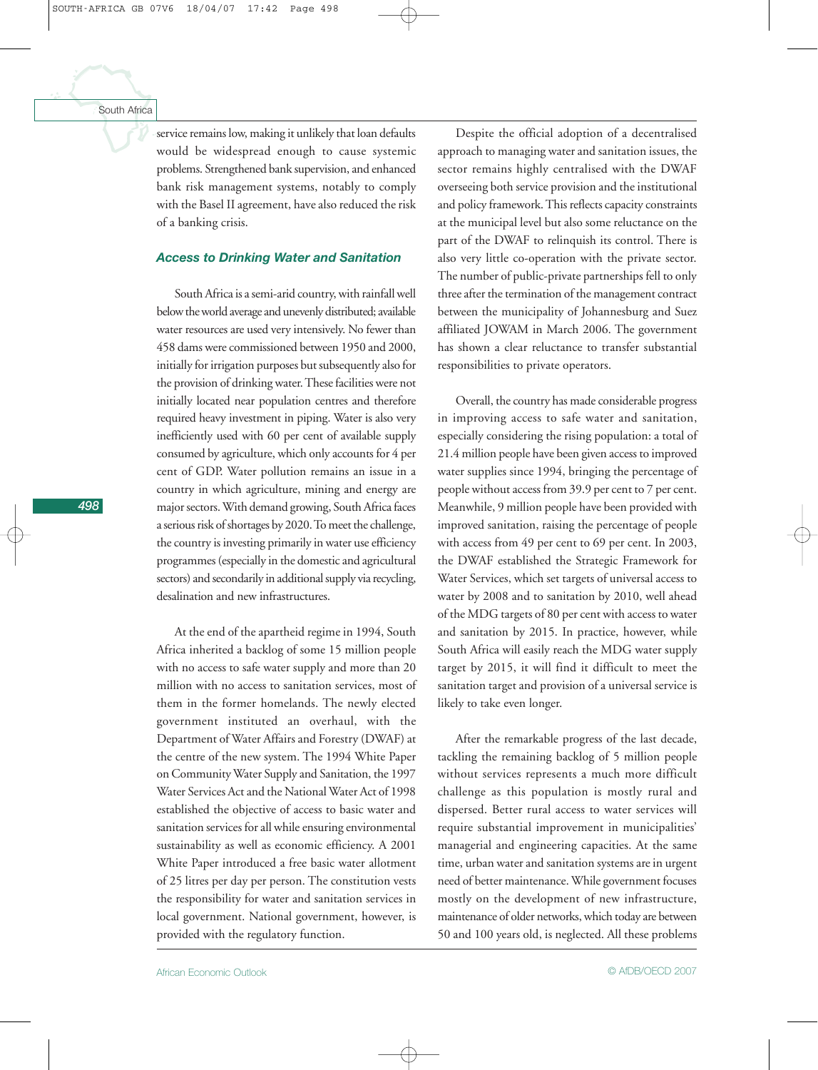service remains low, making it unlikely that loan defaults would be widespread enough to cause systemic problems. Strengthened bank supervision, and enhanced bank risk management systems, notably to comply with the Basel II agreement, have also reduced the risk of a banking crisis.

### *Access to Drinking Water and Sanitation*

South Africa is a semi-arid country, with rainfall well below the world average and unevenly distributed; available water resources are used very intensively. No fewer than 458 dams were commissioned between 1950 and 2000, initially for irrigation purposes but subsequently also for the provision of drinking water. These facilities were not initially located near population centres and therefore required heavy investment in piping. Water is also very inefficiently used with 60 per cent of available supply consumed by agriculture, which only accounts for 4 per cent of GDP. Water pollution remains an issue in a country in which agriculture, mining and energy are major sectors. With demand growing, South Africa faces a serious risk of shortages by 2020. To meet the challenge, the country is investing primarily in water use efficiency programmes (especially in the domestic and agricultural sectors) and secondarily in additional supply via recycling, desalination and new infrastructures.

At the end of the apartheid regime in 1994, South Africa inherited a backlog of some 15 million people with no access to safe water supply and more than 20 million with no access to sanitation services, most of them in the former homelands. The newly elected government instituted an overhaul, with the Department of Water Affairs and Forestry (DWAF) at the centre of the new system. The 1994 White Paper on Community Water Supply and Sanitation, the 1997 Water Services Act and the National Water Act of 1998 established the objective of access to basic water and sanitation services for all while ensuring environmental sustainability as well as economic efficiency. A 2001 White Paper introduced a free basic water allotment of 25 litres per day per person. The constitution vests the responsibility for water and sanitation services in local government. National government, however, is provided with the regulatory function.

Despite the official adoption of a decentralised approach to managing water and sanitation issues, the sector remains highly centralised with the DWAF overseeing both service provision and the institutional and policy framework. This reflects capacity constraints at the municipal level but also some reluctance on the part of the DWAF to relinquish its control. There is also very little co-operation with the private sector. The number of public-private partnerships fell to only three after the termination of the management contract between the municipality of Johannesburg and Suez affiliated JOWAM in March 2006. The government has shown a clear reluctance to transfer substantial responsibilities to private operators.

Overall, the country has made considerable progress in improving access to safe water and sanitation, especially considering the rising population: a total of 21.4 million people have been given access to improved water supplies since 1994, bringing the percentage of people without access from 39.9 per cent to 7 per cent. Meanwhile, 9 million people have been provided with improved sanitation, raising the percentage of people with access from 49 per cent to 69 per cent. In 2003, the DWAF established the Strategic Framework for Water Services, which set targets of universal access to water by 2008 and to sanitation by 2010, well ahead of the MDG targets of 80 per cent with access to water and sanitation by 2015. In practice, however, while South Africa will easily reach the MDG water supply target by 2015, it will find it difficult to meet the sanitation target and provision of a universal service is likely to take even longer.

After the remarkable progress of the last decade, tackling the remaining backlog of 5 million people without services represents a much more difficult challenge as this population is mostly rural and dispersed. Better rural access to water services will require substantial improvement in municipalities' managerial and engineering capacities. At the same time, urban water and sanitation systems are in urgent need of better maintenance. While government focuses mostly on the development of new infrastructure, maintenance of older networks, which today are between 50 and 100 years old, is neglected. All these problems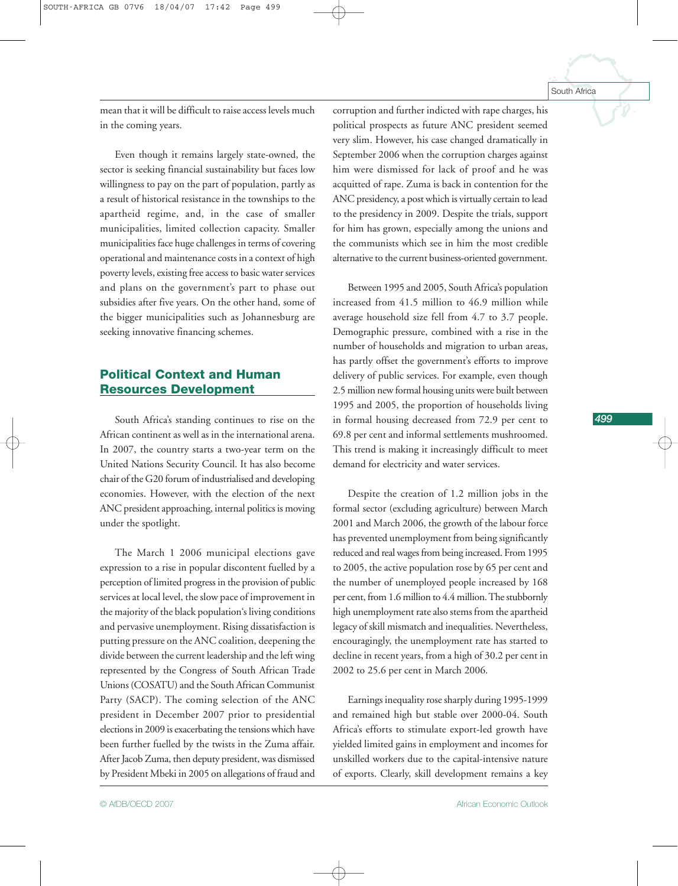mean that it will be difficult to raise access levels much in the coming years.

Even though it remains largely state-owned, the sector is seeking financial sustainability but faces low willingness to pay on the part of population, partly as a result of historical resistance in the townships to the apartheid regime, and, in the case of smaller municipalities, limited collection capacity. Smaller municipalities face huge challenges in terms of covering operational and maintenance costs in a context of high poverty levels, existing free access to basic water services and plans on the government's part to phase out subsidies after five years. On the other hand, some of the bigger municipalities such as Johannesburg are seeking innovative financing schemes.

## Political Context and Human Resources Development

South Africa's standing continues to rise on the African continent as well as in the international arena. In 2007, the country starts a two-year term on the United Nations Security Council. It has also become chair of the G20 forum of industrialised and developing economies. However, with the election of the next ANC president approaching, internal politics is moving under the spotlight.

The March 1 2006 municipal elections gave expression to a rise in popular discontent fuelled by a perception of limited progress in the provision of public services at local level, the slow pace of improvement in the majority of the black population's living conditions and pervasive unemployment. Rising dissatisfaction is putting pressure on the ANC coalition, deepening the divide between the current leadership and the left wing represented by the Congress of South African Trade Unions (COSATU) and the South African Communist Party (SACP). The coming selection of the ANC president in December 2007 prior to presidential elections in 2009 is exacerbating the tensions which have been further fuelled by the twists in the Zuma affair. After Jacob Zuma, then deputy president, was dismissed by President Mbeki in 2005 on allegations of fraud and corruption and further indicted with rape charges, his political prospects as future ANC president seemed very slim. However, his case changed dramatically in September 2006 when the corruption charges against him were dismissed for lack of proof and he was acquitted of rape. Zuma is back in contention for the ANC presidency, a post which is virtually certain to lead to the presidency in 2009. Despite the trials, support for him has grown, especially among the unions and the communists which see in him the most credible alternative to the current business-oriented government.

Between 1995 and 2005, South Africa's population increased from 41.5 million to 46.9 million while average household size fell from 4.7 to 3.7 people. Demographic pressure, combined with a rise in the number of households and migration to urban areas, has partly offset the government's efforts to improve delivery of public services. For example, even though 2.5 million new formal housing units were built between 1995 and 2005, the proportion of households living in formal housing decreased from 72.9 per cent to 69.8 per cent and informal settlements mushroomed. This trend is making it increasingly difficult to meet demand for electricity and water services.

Despite the creation of 1.2 million jobs in the formal sector (excluding agriculture) between March 2001 and March 2006, the growth of the labour force has prevented unemployment from being significantly reduced and real wages from being increased. From 1995 to 2005, the active population rose by 65 per cent and the number of unemployed people increased by 168 per cent, from 1.6 million to 4.4 million. The stubbornly high unemployment rate also stems from the apartheid legacy of skill mismatch and inequalities. Nevertheless, encouragingly, the unemployment rate has started to decline in recent years, from a high of 30.2 per cent in 2002 to 25.6 per cent in March 2006.

Earnings inequality rose sharply during 1995-1999 and remained high but stable over 2000-04. South Africa's efforts to stimulate export-led growth have yielded limited gains in employment and incomes for unskilled workers due to the capital-intensive nature of exports. Clearly, skill development remains a key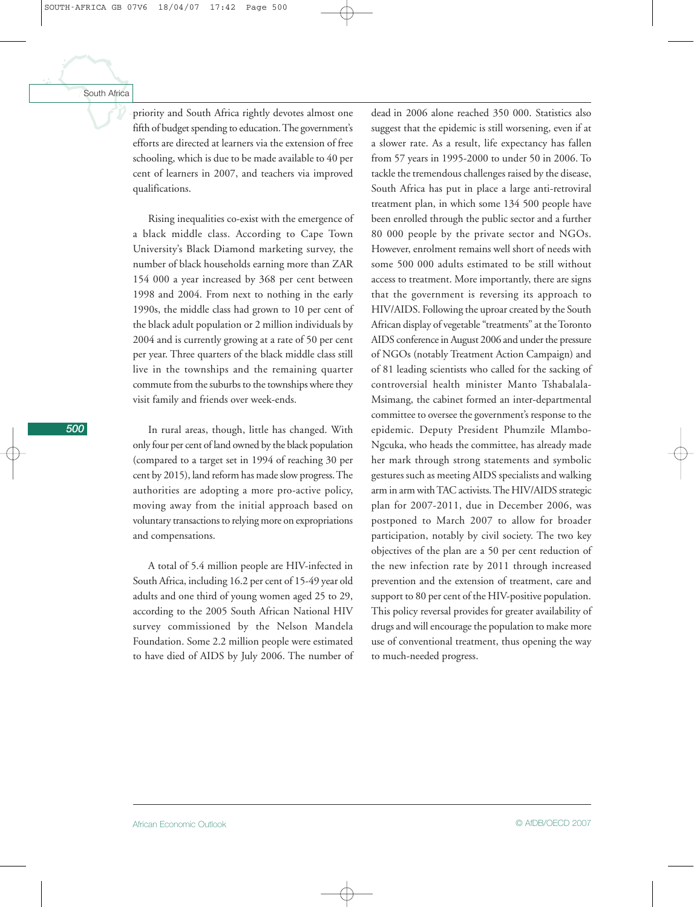priority and South Africa rightly devotes almost one fifth of budget spending to education. The government's efforts are directed at learners via the extension of free schooling, which is due to be made available to 40 per cent of learners in 2007, and teachers via improved qualifications.

Rising inequalities co-exist with the emergence of a black middle class. According to Cape Town University's Black Diamond marketing survey, the number of black households earning more than ZAR 154 000 a year increased by 368 per cent between 1998 and 2004. From next to nothing in the early 1990s, the middle class had grown to 10 per cent of the black adult population or 2 million individuals by 2004 and is currently growing at a rate of 50 per cent per year. Three quarters of the black middle class still live in the townships and the remaining quarter commute from the suburbs to the townships where they visit family and friends over week-ends.

In rural areas, though, little has changed. With only four per cent of land owned by the black population (compared to a target set in 1994 of reaching 30 per cent by 2015), land reform has made slow progress. The authorities are adopting a more pro-active policy, moving away from the initial approach based on voluntary transactions to relying more on expropriations and compensations.

A total of 5.4 million people are HIV-infected in South Africa, including 16.2 per cent of 15-49 year old adults and one third of young women aged 25 to 29, according to the 2005 South African National HIV survey commissioned by the Nelson Mandela Foundation. Some 2.2 million people were estimated to have died of AIDS by July 2006. The number of dead in 2006 alone reached 350 000. Statistics also suggest that the epidemic is still worsening, even if at a slower rate. As a result, life expectancy has fallen from 57 years in 1995-2000 to under 50 in 2006. To tackle the tremendous challenges raised by the disease, South Africa has put in place a large anti-retroviral treatment plan, in which some 134 500 people have been enrolled through the public sector and a further 80 000 people by the private sector and NGOs. However, enrolment remains well short of needs with some 500 000 adults estimated to be still without access to treatment. More importantly, there are signs that the government is reversing its approach to HIV/AIDS. Following the uproar created by the South African display of vegetable "treatments" at the Toronto AIDS conference in August 2006 and under the pressure of NGOs (notably Treatment Action Campaign) and of 81 leading scientists who called for the sacking of controversial health minister Manto Tshabalala-Msimang, the cabinet formed an inter-departmental committee to oversee the government's response to the epidemic. Deputy President Phumzile Mlambo-Ngcuka, who heads the committee, has already made her mark through strong statements and symbolic gestures such as meeting AIDS specialists and walking arm in arm with TAC activists. The HIV/AIDS strategic plan for 2007-2011, due in December 2006, was postponed to March 2007 to allow for broader participation, notably by civil society. The two key objectives of the plan are a 50 per cent reduction of the new infection rate by 2011 through increased prevention and the extension of treatment, care and support to 80 per cent of the HIV-positive population. This policy reversal provides for greater availability of drugs and will encourage the population to make more use of conventional treatment, thus opening the way to much-needed progress.